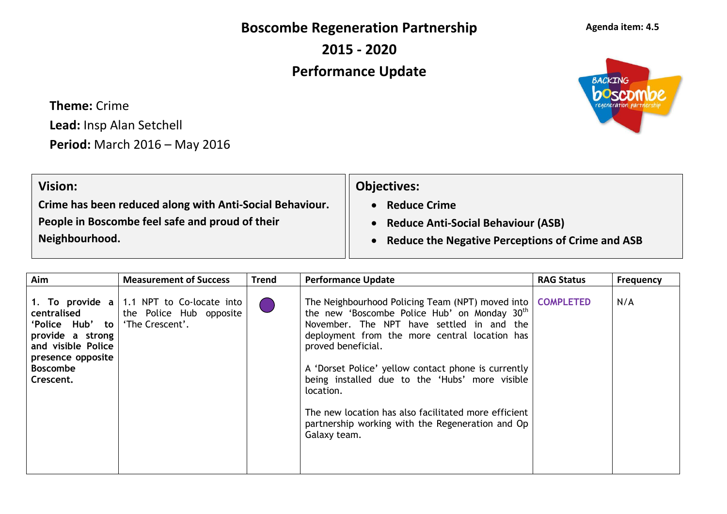# Boscombe Regeneration Partnership
# 2015 - 2020
# Performance Update

**Agenda item: 4.5**

**Theme:** Crime
**Lead:** Insp Alan Setchell
**Period:** March 2016 – May 2016

| **Vision:** | **Objectives:** |
| --- | --- |
| **Crime has been reduced along with Anti-Social Behaviour. People in Boscombe feel safe and proud of their Neighbourhood.** | • **Reduce Crime**<br>• **Reduce Anti-Social Behaviour (ASB)**<br>• **Reduce the Negative Perceptions of Crime and ASB** |

| Aim | Measurement of Success | Trend | Performance Update | RAG Status | Frequency |
| --- | --- | --- | --- | --- | --- |
| **1. To provide a centralised 'Police Hub' to provide a strong and visible Police presence opposite Boscombe Crescent.** | 1.1 NPT to Co-locate into the Police Hub opposite 'The Crescent'. | ● | The Neighbourhood Policing Team (NPT) moved into the new 'Boscombe Police Hub' on Monday 30th November. The NPT have settled in and the deployment from the more central location has proved beneficial.<br><br>A 'Dorset Police' yellow contact phone is currently being installed due to the 'Hubs' more visible location.<br><br>The new location has also facilitated more efficient partnership working with the Regeneration and Op Galaxy team. | COMPLETED | N/A |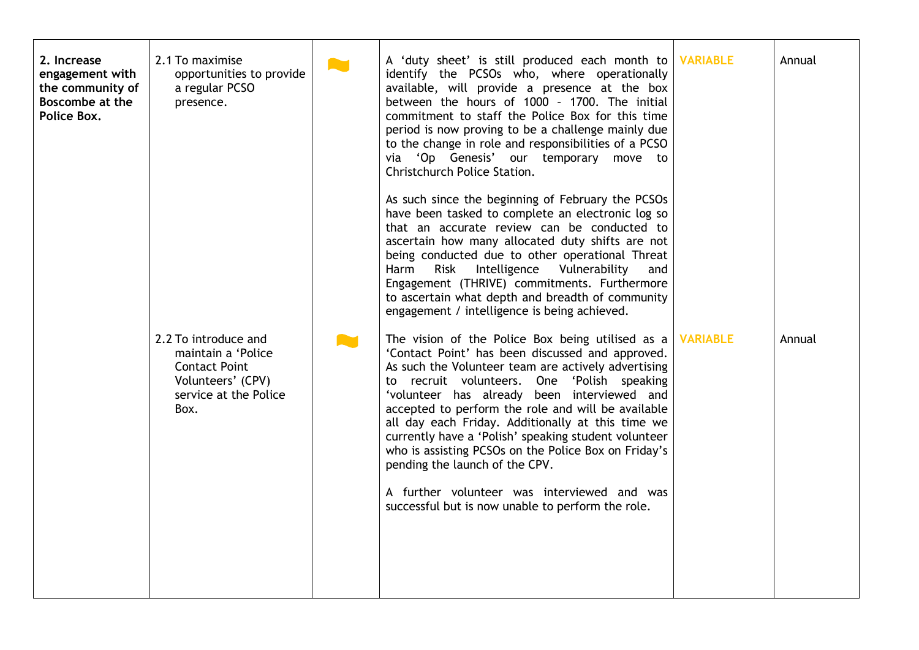| | | | | | |
|---|---|---|---|---|---|
| **2. Increase engagement with the community of Boscombe at the Police Box.** | 2.1 To maximise opportunities to provide a regular PCSO presence. | ~ | A 'duty sheet' is still produced each month to identify the PCSOs who, where operationally available, will provide a presence at the box between the hours of 1000 – 1700. The initial commitment to staff the Police Box for this time period is now proving to be a challenge mainly due to the change in role and responsibilities of a PCSO via 'Op Genesis' our temporary move to Christchurch Police Station.<br><br>As such since the beginning of February the PCSOs have been tasked to complete an electronic log so that an accurate review can be conducted to ascertain how many allocated duty shifts are not being conducted due to other operational Threat Harm Risk Intelligence Vulnerability and Engagement (THRIVE) commitments. Furthermore to ascertain what depth and breadth of community engagement / intelligence is being achieved. | VARIABLE | Annual |
| | 2.2 To introduce and maintain a 'Police Contact Point Volunteers' (CPV) service at the Police Box. | ~ | The vision of the Police Box being utilised as a 'Contact Point' has been discussed and approved. As such the Volunteer team are actively advertising to recruit volunteers. One 'Polish speaking 'volunteer has already been interviewed and accepted to perform the role and will be available all day each Friday. Additionally at this time we currently have a 'Polish' speaking student volunteer who is assisting PCSOs on the Police Box on Friday's pending the launch of the CPV.<br><br>A further volunteer was interviewed and was successful but is now unable to perform the role. | VARIABLE | Annual |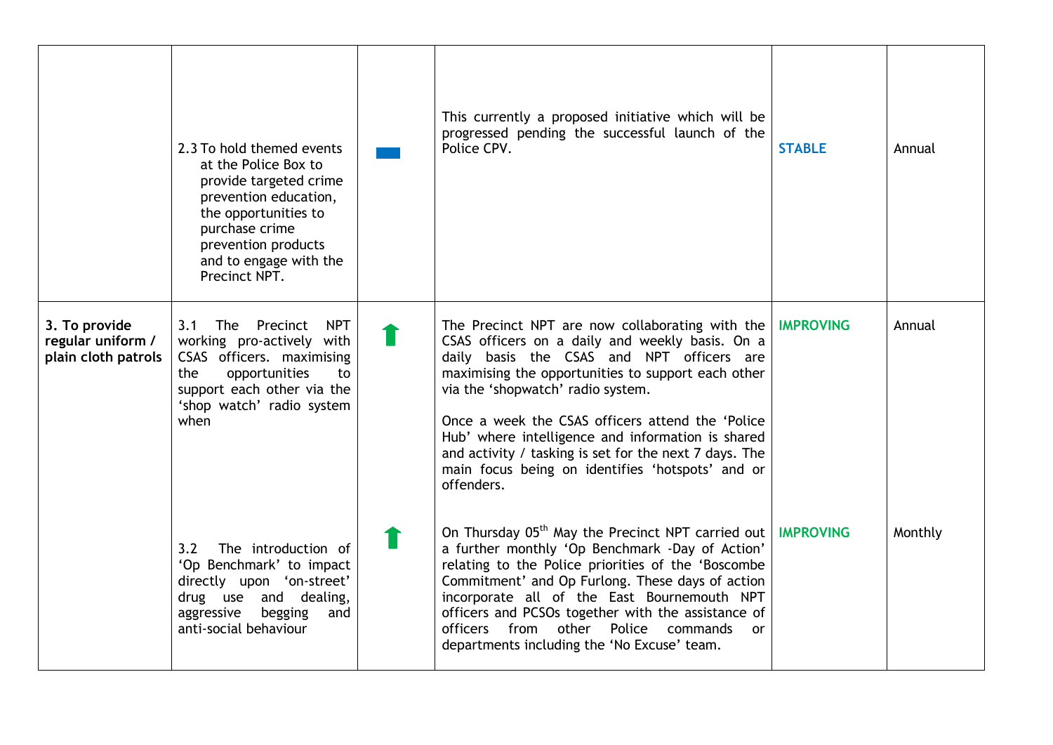| | | | | | |
|---|---|---|---|---|---|
| | 2.3 To hold themed events at the Police Box to provide targeted crime prevention education, the opportunities to purchase crime prevention products and to engage with the Precinct NPT. | | This currently a proposed initiative which will be progressed pending the successful launch of the Police CPV. | **STABLE** | Annual |
| **3. To provide regular uniform / plain cloth patrols** | 3.1 The Precinct NPT working pro-actively with CSAS officers. maximising the opportunities to support each other via the 'shop watch' radio system when | | The Precinct NPT are now collaborating with the CSAS officers on a daily and weekly basis. On a daily basis the CSAS and NPT officers are maximising the opportunities to support each other via the 'shopwatch' radio system.<br><br>Once a week the CSAS officers attend the 'Police Hub' where intelligence and information is shared and activity / tasking is set for the next 7 days. The main focus being on identifies 'hotspots' and or offenders. | **IMPROVING** | Annual |
| | 3.2 The introduction of 'Op Benchmark' to impact directly upon 'on-street' drug use and dealing, aggressive begging and anti-social behaviour | | On Thursday 05th May the Precinct NPT carried out a further monthly 'Op Benchmark -Day of Action' relating to the Police priorities of the 'Boscombe Commitment' and Op Furlong. These days of action incorporate all of the East Bournemouth NPT officers and PCSOs together with the assistance of officers from other Police commands or departments including the 'No Excuse' team. | **IMPROVING** | Monthly |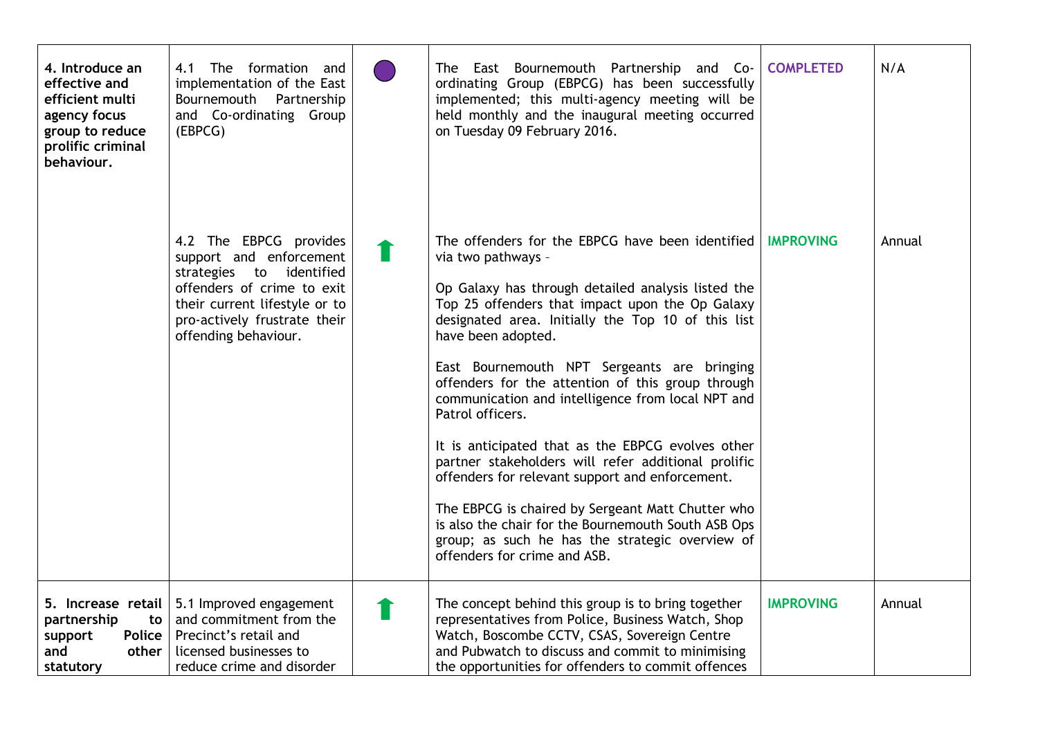| | | | | | |
|---|---|---|---|---|---|
| **4. Introduce an effective and efficient multi agency focus group to reduce prolific criminal behaviour.** | 4.1 The formation and implementation of the East Bournemouth Partnership and Co-ordinating Group (EBPCG) | ● | The East Bournemouth Partnership and Co-ordinating Group (EBPCG) has been successfully implemented; this multi-agency meeting will be held monthly and the inaugural meeting occurred on Tuesday 09 February 2016. | **COMPLETED** | N/A |
| | 4.2 The EBPCG provides support and enforcement strategies to identified offenders of crime to exit their current lifestyle or to pro-actively frustrate their offending behaviour. | ⬆ | The offenders for the EBPCG have been identified via two pathways –<br><br>Op Galaxy has through detailed analysis listed the Top 25 offenders that impact upon the Op Galaxy designated area. Initially the Top 10 of this list have been adopted.<br><br>East Bournemouth NPT Sergeants are bringing offenders for the attention of this group through communication and intelligence from local NPT and Patrol officers.<br><br>It is anticipated that as the EBPCG evolves other partner stakeholders will refer additional prolific offenders for relevant support and enforcement.<br><br>The EBPCG is chaired by Sergeant Matt Chutter who is also the chair for the Bournemouth South ASB Ops group; as such he has the strategic overview of offenders for crime and ASB. | **IMPROVING** | Annual |
| **5. Increase retail partnership to support Police and other statutory** | 5.1 Improved engagement and commitment from the Precinct's retail and licensed businesses to reduce crime and disorder | ⬆ | The concept behind this group is to bring together representatives from Police, Business Watch, Shop Watch, Boscombe CCTV, CSAS, Sovereign Centre and Pubwatch to discuss and commit to minimising the opportunities for offenders to commit offences | **IMPROVING** | Annual |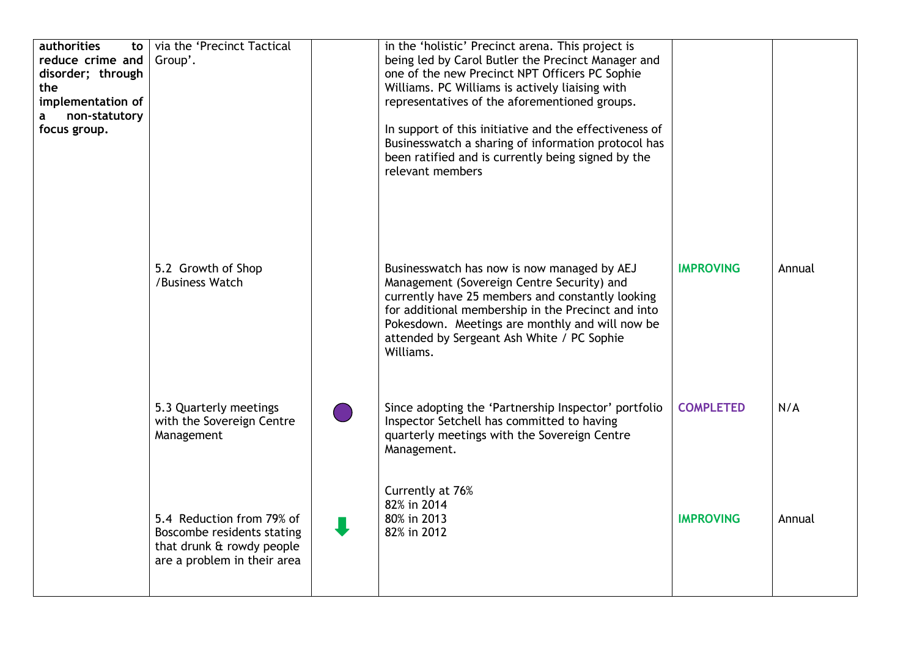| | | | | | |
|---|---|---|---|---|---|
| **authorities to reduce crime and disorder; through the implementation of a non-statutory focus group.** | via the 'Precinct Tactical Group'. | | in the 'holistic' Precinct arena. This project is being led by Carol Butler the Precinct Manager and one of the new Precinct NPT Officers PC Sophie Williams. PC Williams is actively liaising with representatives of the aforementioned groups.<br><br>In support of this initiative and the effectiveness of Businesswatch a sharing of information protocol has been ratified and is currently being signed by the relevant members | | |
| | 5.2 Growth of Shop /Business Watch | | Businesswatch has now is now managed by AEJ Management (Sovereign Centre Security) and currently have 25 members and constantly looking for additional membership in the Precinct and into Pokesdown. Meetings are monthly and will now be attended by Sergeant Ash White / PC Sophie Williams. | **IMPROVING** | Annual |
| | 5.3 Quarterly meetings with the Sovereign Centre Management | ● | Since adopting the 'Partnership Inspector' portfolio Inspector Setchell has committed to having quarterly meetings with the Sovereign Centre Management. | **COMPLETED** | N/A |
| | 5.4 Reduction from 79% of Boscombe residents stating that drunk & rowdy people are a problem in their area | ⬇ | Currently at 76%<br>82% in 2014<br>80% in 2013<br>82% in 2012 | **IMPROVING** | Annual |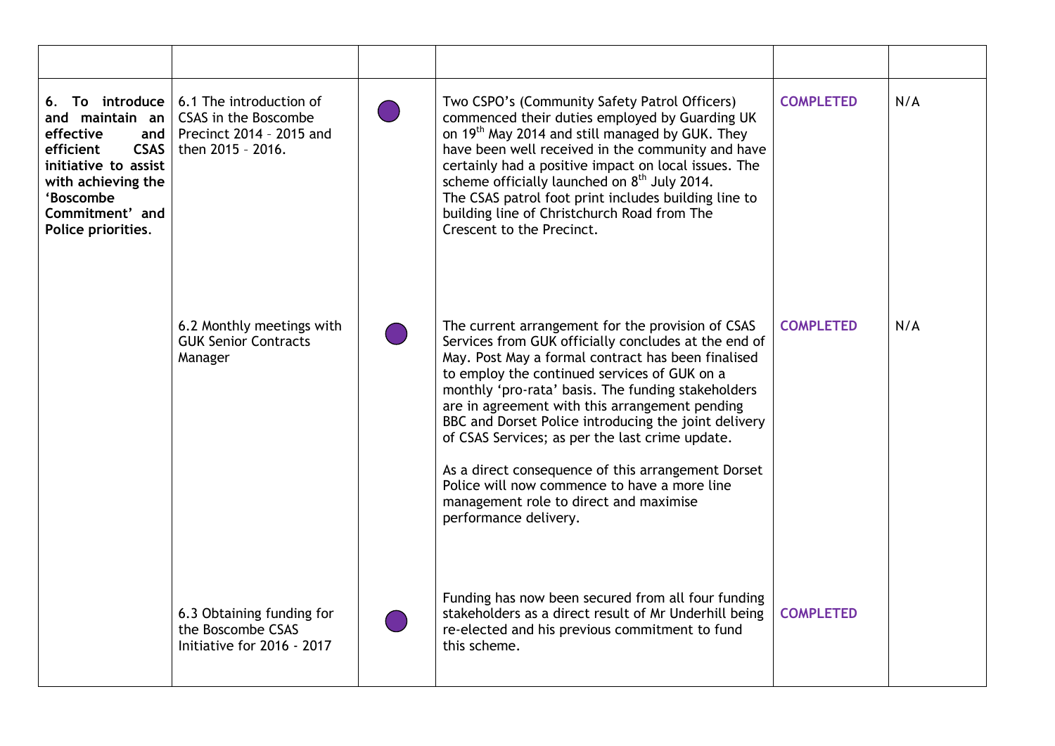| | | | | | |
|---|---|---|---|---|---|
| **6. To introduce and maintain an effective and efficient CSAS initiative to assist with achieving the 'Boscombe Commitment' and Police priorities.** | 6.1 The introduction of CSAS in the Boscombe Precinct 2014 – 2015 and then 2015 – 2016. | ● | Two CSPO's (Community Safety Patrol Officers) commenced their duties employed by Guarding UK on 19th May 2014 and still managed by GUK. They have been well received in the community and have certainly had a positive impact on local issues. The scheme officially launched on 8th July 2014. The CSAS patrol foot print includes building line to building line of Christchurch Road from The Crescent to the Precinct. | **COMPLETED** | N/A |
| | 6.2 Monthly meetings with GUK Senior Contracts Manager | ● | The current arrangement for the provision of CSAS Services from GUK officially concludes at the end of May. Post May a formal contract has been finalised to employ the continued services of GUK on a monthly 'pro-rata' basis. The funding stakeholders are in agreement with this arrangement pending BBC and Dorset Police introducing the joint delivery of CSAS Services; as per the last crime update.<br><br>As a direct consequence of this arrangement Dorset Police will now commence to have a more line management role to direct and maximise performance delivery. | **COMPLETED** | N/A |
| | 6.3 Obtaining funding for the Boscombe CSAS Initiative for 2016 - 2017 | ● | Funding has now been secured from all four funding stakeholders as a direct result of Mr Underhill being re-elected and his previous commitment to fund this scheme. | **COMPLETED** | |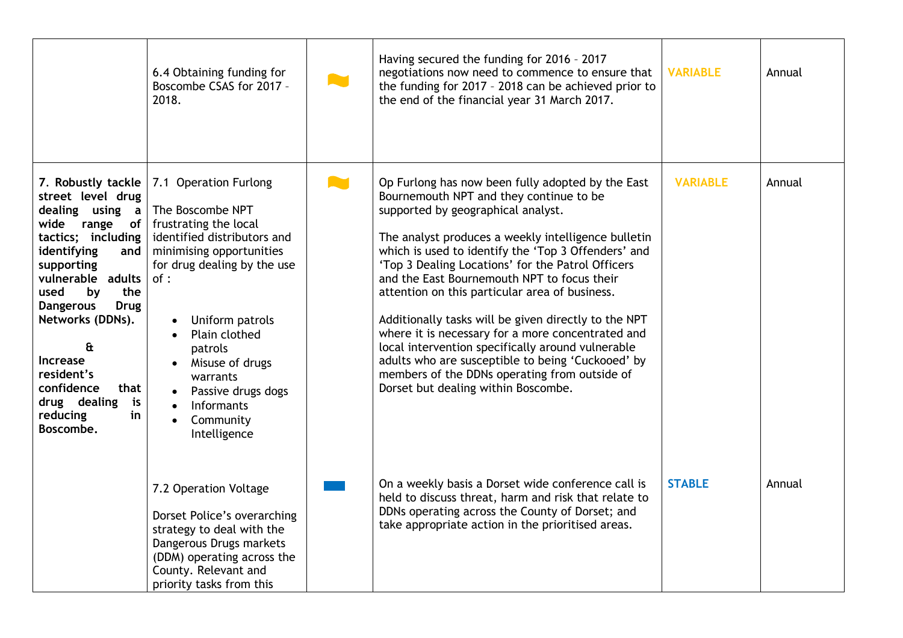| | | | | | |
|---|---|---|---|---|---|
| | 6.4 Obtaining funding for Boscombe CSAS for 2017 – 2018. | | Having secured the funding for 2016 – 2017 negotiations now need to commence to ensure that the funding for 2017 – 2018 can be achieved prior to the end of the financial year 31 March 2017. | **VARIABLE** | Annual |
| **7. Robustly tackle street level drug dealing using a wide range of tactics; including identifying and supporting vulnerable adults used by the Dangerous Drug Networks (DDNs).**<br><br>**&**<br>**Increase resident's confidence that drug dealing is reducing in Boscombe.** | 7.1 Operation Furlong<br><br>The Boscombe NPT frustrating the local identified distributors and minimising opportunities for drug dealing by the use of :<br><br>• Uniform patrols<br>• Plain clothed patrols<br>• Misuse of drugs warrants<br>• Passive drugs dogs<br>• Informants<br>• Community Intelligence | | Op Furlong has now been fully adopted by the East Bournemouth NPT and they continue to be supported by geographical analyst.<br><br>The analyst produces a weekly intelligence bulletin which is used to identify the 'Top 3 Offenders' and 'Top 3 Dealing Locations' for the Patrol Officers and the East Bournemouth NPT to focus their attention on this particular area of business.<br><br>Additionally tasks will be given directly to the NPT where it is necessary for a more concentrated and local intervention specifically around vulnerable adults who are susceptible to being 'Cuckooed' by members of the DDNs operating from outside of Dorset but dealing within Boscombe. | **VARIABLE** | Annual |
| | 7.2 Operation Voltage<br><br>Dorset Police's overarching strategy to deal with the Dangerous Drugs markets (DDM) operating across the County. Relevant and priority tasks from this | | On a weekly basis a Dorset wide conference call is held to discuss threat, harm and risk that relate to DDNs operating across the County of Dorset; and take appropriate action in the prioritised areas. | **STABLE** | Annual |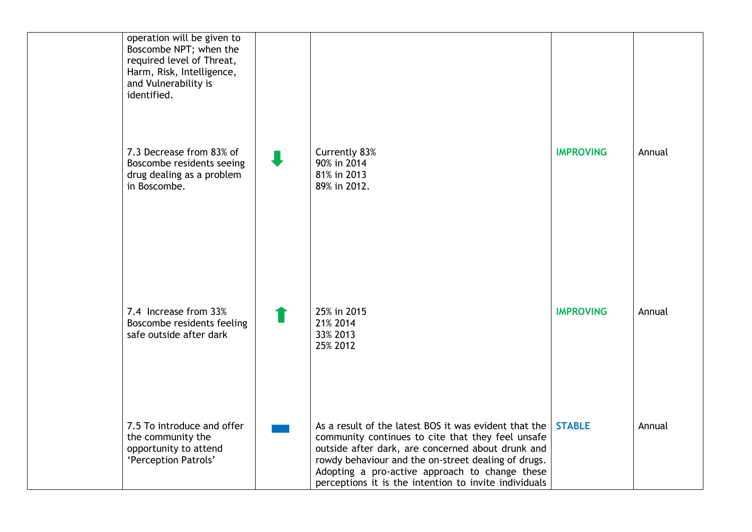| | | | | | |
|---|---|---|---|---|---|
| | operation will be given to Boscombe NPT; when the required level of Threat, Harm, Risk, Intelligence, and Vulnerability is identified. | | | | |
| | 7.3 Decrease from 83% of Boscombe residents seeing drug dealing as a problem in Boscombe. | ⬇ | Currently 83%<br>90% in 2014<br>81% in 2013<br>89% in 2012. | **IMPROVING** | Annual |
| | 7.4 Increase from 33% Boscombe residents feeling safe outside after dark | ⬆ | 25% in 2015<br>21% 2014<br>33% 2013<br>25% 2012 | **IMPROVING** | Annual |
| | 7.5 To introduce and offer the community the opportunity to attend 'Perception Patrols' | ▬ | As a result of the latest BOS it was evident that the community continues to cite that they feel unsafe outside after dark, are concerned about drunk and rowdy behaviour and the on-street dealing of drugs. Adopting a pro-active approach to change these perceptions it is the intention to invite individuals | **STABLE** | Annual |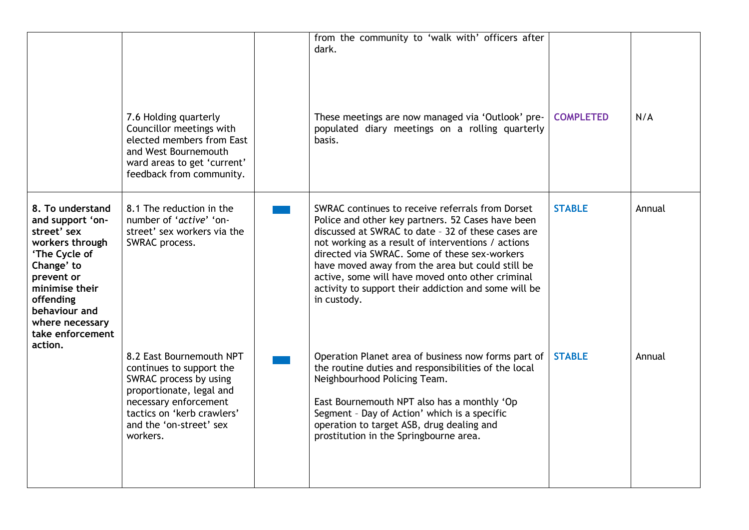| | | | | | |
|---|---|---|---|---|---|
| | | | from the community to 'walk with' officers after dark. | | |
| | 7.6 Holding quarterly Councillor meetings with elected members from East and West Bournemouth ward areas to get 'current' feedback from community. | | These meetings are now managed via 'Outlook' pre-populated diary meetings on a rolling quarterly basis. | **COMPLETED** | N/A |
| **8. To understand and support 'on-street' sex workers through 'The Cycle of Change' to prevent or minimise their offending behaviour and where necessary take enforcement action.** | 8.1 The reduction in the number of '*active*' 'on-street' sex workers via the SWRAC process. | | SWRAC continues to receive referrals from Dorset Police and other key partners. 52 Cases have been discussed at SWRAC to date – 32 of these cases are not working as a result of interventions / actions directed via SWRAC. Some of these sex-workers have moved away from the area but could still be active, some will have moved onto other criminal activity to support their addiction and some will be in custody. | **STABLE** | Annual |
| | 8.2 East Bournemouth NPT continues to support the SWRAC process by using proportionate, legal and necessary enforcement tactics on 'kerb crawlers' and the 'on-street' sex workers. | | Operation Planet area of business now forms part of the routine duties and responsibilities of the local Neighbourhood Policing Team.<br><br>East Bournemouth NPT also has a monthly 'Op Segment – Day of Action' which is a specific operation to target ASB, drug dealing and prostitution in the Springbourne area. | **STABLE** | Annual |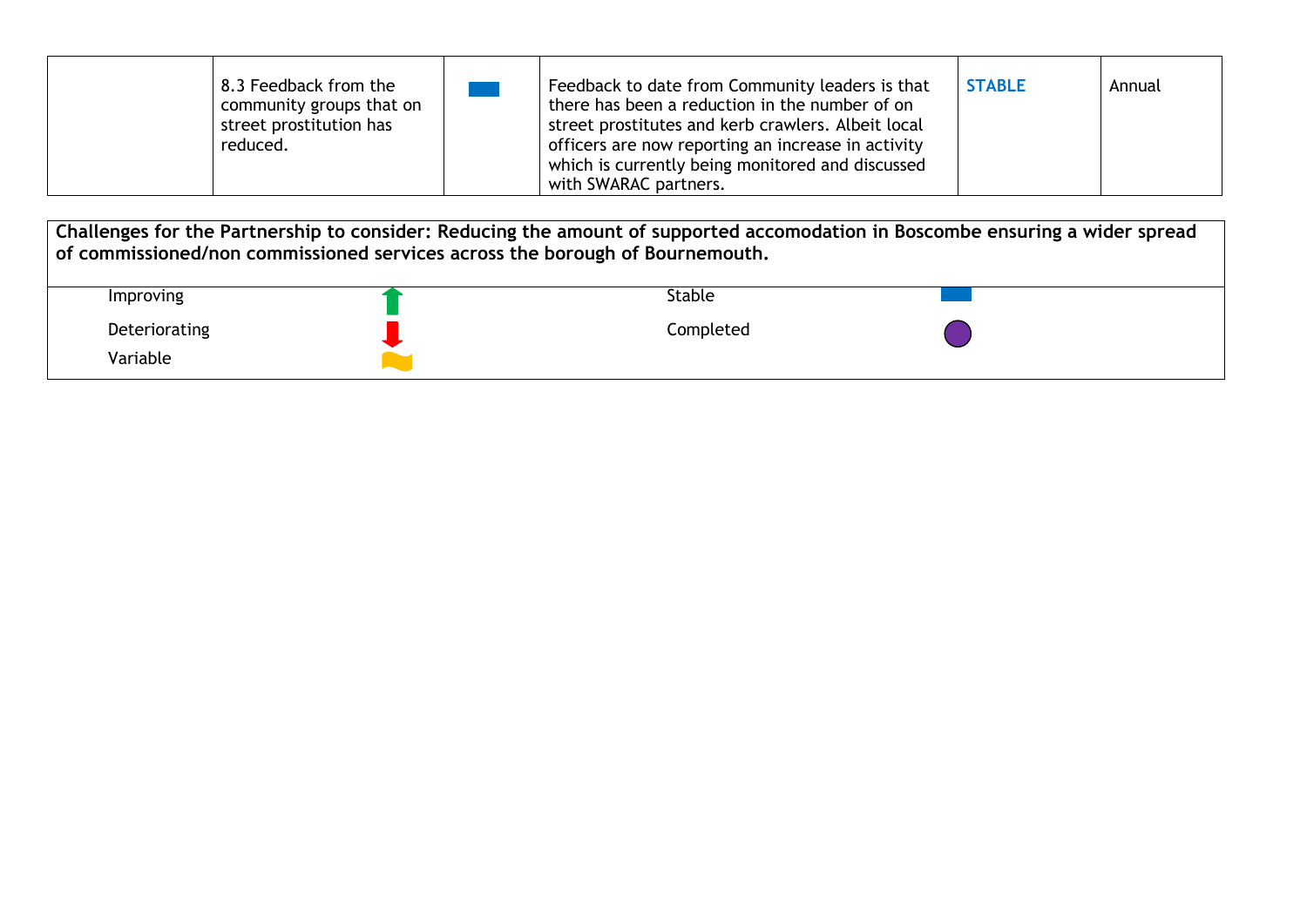| | | | | | |
|---|---|---|---|---|---|
| | 8.3 Feedback from the community groups that on street prostitution has reduced. | | Feedback to date from Community leaders is that there has been a reduction in the number of on street prostitutes and kerb crawlers. Albeit local officers are now reporting an increase in activity which is currently being monitored and discussed with SWARAC partners. | **STABLE** | Annual |

**Challenges for the Partnership to consider: Reducing the amount of supported accomodation in Boscombe ensuring a wider spread of commissioned/non commissioned services across the borough of Bournemouth.**

| | | | |
|---|---|---|---|
| Improving | | Stable | |
| Deteriorating | | Completed | |
| Variable | | | |